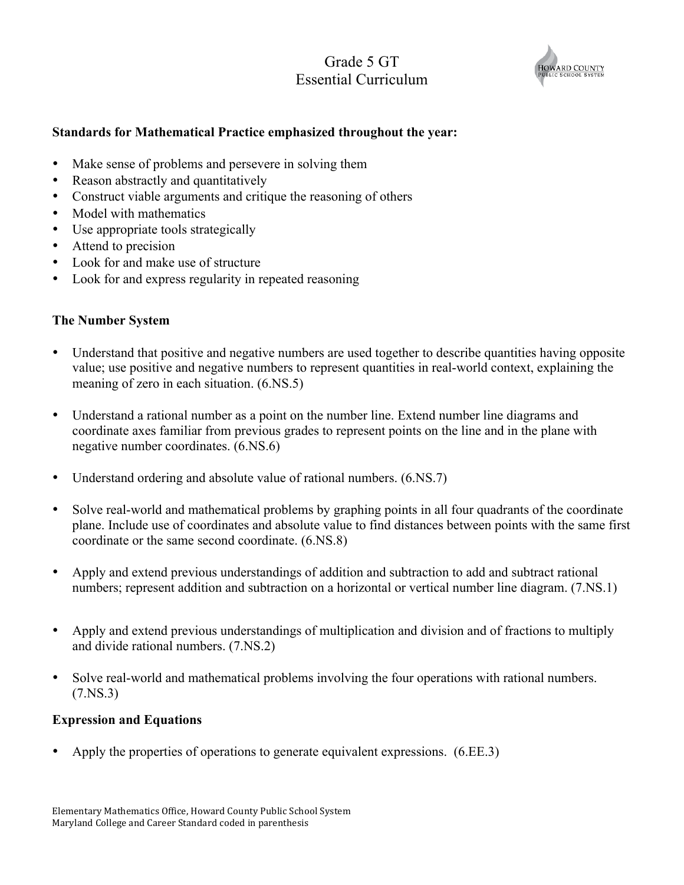# Grade 5 GT
# Essential Curriculum

**Standards for Mathematical Practice emphasized throughout the year:**

- Make sense of problems and persevere in solving them
- Reason abstractly and quantitatively
- Construct viable arguments and critique the reasoning of others
- Model with mathematics
- Use appropriate tools strategically
- Attend to precision
- Look for and make use of structure
- Look for and express regularity in repeated reasoning

**The Number System**

- Understand that positive and negative numbers are used together to describe quantities having opposite value; use positive and negative numbers to represent quantities in real-world context, explaining the meaning of zero in each situation. (6.NS.5)

- Understand a rational number as a point on the number line. Extend number line diagrams and coordinate axes familiar from previous grades to represent points on the line and in the plane with negative number coordinates. (6.NS.6)

- Understand ordering and absolute value of rational numbers. (6.NS.7)

- Solve real-world and mathematical problems by graphing points in all four quadrants of the coordinate plane. Include use of coordinates and absolute value to find distances between points with the same first coordinate or the same second coordinate. (6.NS.8)

- Apply and extend previous understandings of addition and subtraction to add and subtract rational numbers; represent addition and subtraction on a horizontal or vertical number line diagram. (7.NS.1)

- Apply and extend previous understandings of multiplication and division and of fractions to multiply and divide rational numbers. (7.NS.2)

- Solve real-world and mathematical problems involving the four operations with rational numbers. (7.NS.3)

**Expression and Equations**

- Apply the properties of operations to generate equivalent expressions. (6.EE.3)

Elementary Mathematics Office, Howard County Public School System
Maryland College and Career Standard coded in parenthesis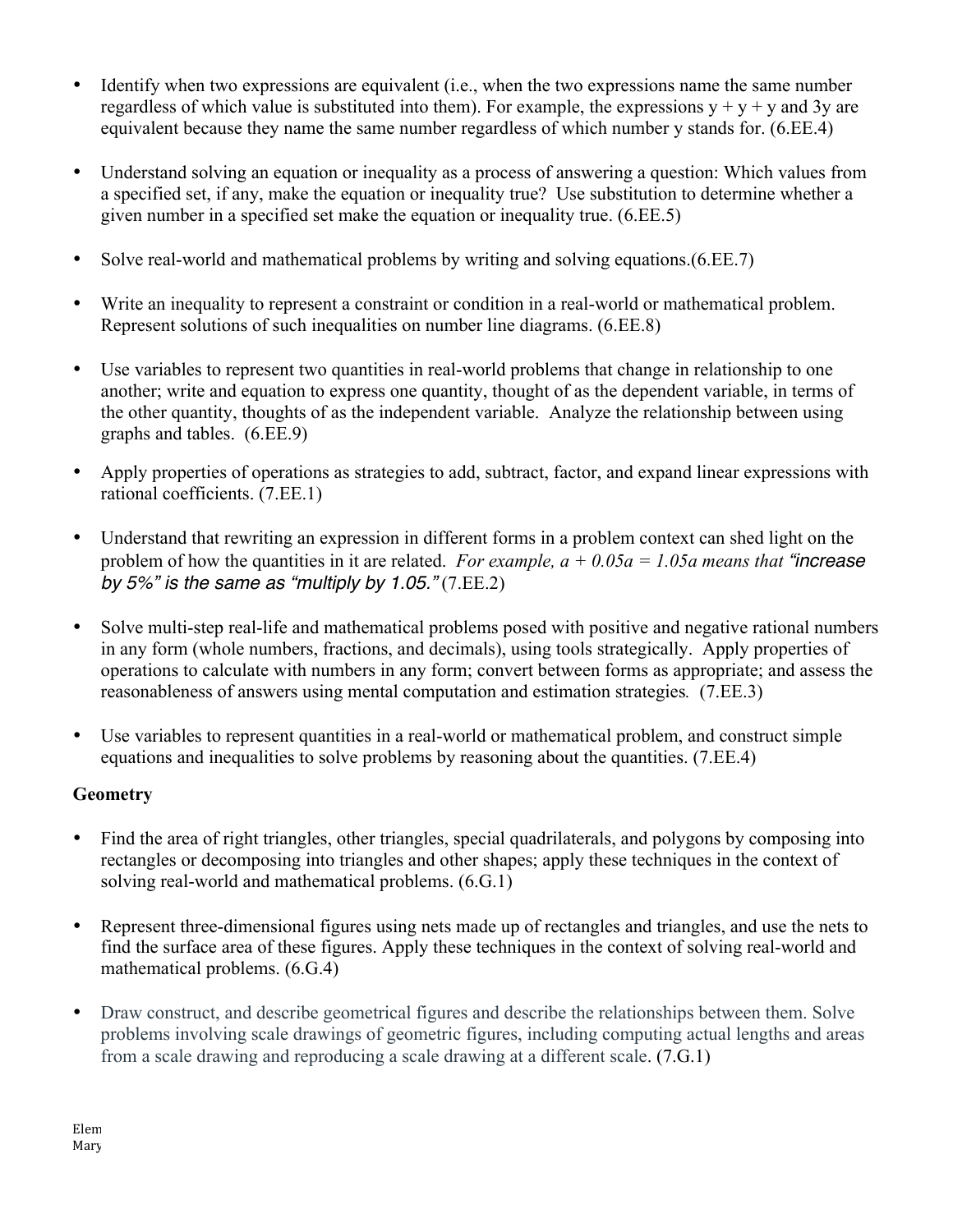- Identify when two expressions are equivalent (i.e., when the two expressions name the same number regardless of which value is substituted into them). For example, the expressions $y + y + y$ and $3y$ are equivalent because they name the same number regardless of which number y stands for. (6.EE.4)

- Understand solving an equation or inequality as a process of answering a question: Which values from a specified set, if any, make the equation or inequality true? Use substitution to determine whether a given number in a specified set make the equation or inequality true. (6.EE.5)

- Solve real-world and mathematical problems by writing and solving equations.(6.EE.7)

- Write an inequality to represent a constraint or condition in a real-world or mathematical problem. Represent solutions of such inequalities on number line diagrams. (6.EE.8)

- Use variables to represent two quantities in real-world problems that change in relationship to one another; write and equation to express one quantity, thought of as the dependent variable, in terms of the other quantity, thoughts of as the independent variable. Analyze the relationship between using graphs and tables. (6.EE.9)

- Apply properties of operations as strategies to add, subtract, factor, and expand linear expressions with rational coefficients. (7.EE.1)

- Understand that rewriting an expression in different forms in a problem context can shed light on the problem of how the quantities in it are related. *For example, $a + 0.05a = 1.05a$ means that "increase by 5%" is the same as "multiply by 1.05."* (7.EE.2)

- Solve multi-step real-life and mathematical problems posed with positive and negative rational numbers in any form (whole numbers, fractions, and decimals), using tools strategically. Apply properties of operations to calculate with numbers in any form; convert between forms as appropriate; and assess the reasonableness of answers using mental computation and estimation strategies. (7.EE.3)

- Use variables to represent quantities in a real-world or mathematical problem, and construct simple equations and inequalities to solve problems by reasoning about the quantities. (7.EE.4)

**Geometry**

- Find the area of right triangles, other triangles, special quadrilaterals, and polygons by composing into rectangles or decomposing into triangles and other shapes; apply these techniques in the context of solving real-world and mathematical problems. (6.G.1)

- Represent three-dimensional figures using nets made up of rectangles and triangles, and use the nets to find the surface area of these figures. Apply these techniques in the context of solving real-world and mathematical problems. (6.G.4)

- Draw construct, and describe geometrical figures and describe the relationships between them. Solve problems involving scale drawings of geometric figures, including computing actual lengths and areas from a scale drawing and reproducing a scale drawing at a different scale. (7.G.1)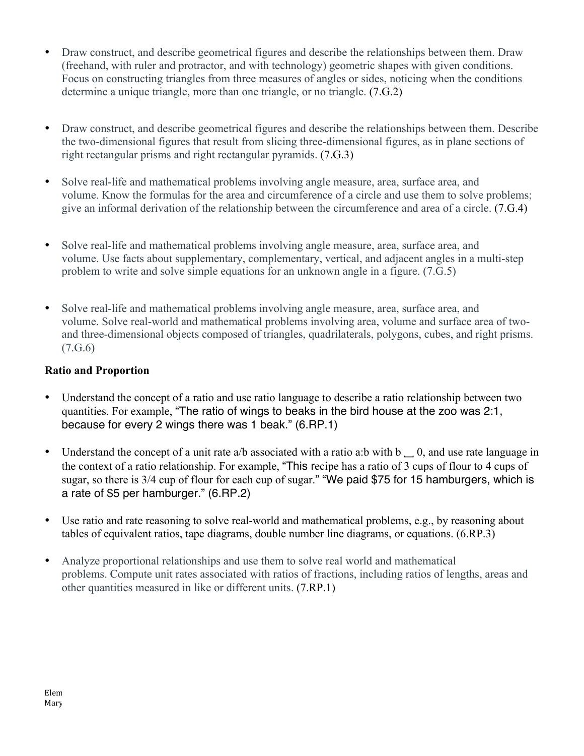- Draw construct, and describe geometrical figures and describe the relationships between them. Draw (freehand, with ruler and protractor, and with technology) geometric shapes with given conditions. Focus on constructing triangles from three measures of angles or sides, noticing when the conditions determine a unique triangle, more than one triangle, or no triangle. (7.G.2)

- Draw construct, and describe geometrical figures and describe the relationships between them. Describe the two-dimensional figures that result from slicing three-dimensional figures, as in plane sections of right rectangular prisms and right rectangular pyramids. (7.G.3)

- Solve real-life and mathematical problems involving angle measure, area, surface area, and volume. Know the formulas for the area and circumference of a circle and use them to solve problems; give an informal derivation of the relationship between the circumference and area of a circle. (7.G.4)

- Solve real-life and mathematical problems involving angle measure, area, surface area, and volume. Use facts about supplementary, complementary, vertical, and adjacent angles in a multi-step problem to write and solve simple equations for an unknown angle in a figure. (7.G.5)

- Solve real-life and mathematical problems involving angle measure, area, surface area, and volume. Solve real-world and mathematical problems involving area, volume and surface area of two- and three-dimensional objects composed of triangles, quadrilaterals, polygons, cubes, and right prisms. (7.G.6)

**Ratio and Proportion**

- Understand the concept of a ratio and use ratio language to describe a ratio relationship between two quantities. For example, "The ratio of wings to beaks in the bird house at the zoo was 2:1, because for every 2 wings there was 1 beak." (6.RP.1)

- Understand the concept of a unit rate a/b associated with a ratio a:b with b _ 0, and use rate language in the context of a ratio relationship. For example, "This recipe has a ratio of 3 cups of flour to 4 cups of sugar, so there is 3/4 cup of flour for each cup of sugar." "We paid $75 for 15 hamburgers, which is a rate of $5 per hamburger." (6.RP.2)

- Use ratio and rate reasoning to solve real-world and mathematical problems, e.g., by reasoning about tables of equivalent ratios, tape diagrams, double number line diagrams, or equations. (6.RP.3)

- Analyze proportional relationships and use them to solve real world and mathematical problems. Compute unit rates associated with ratios of fractions, including ratios of lengths, areas and other quantities measured in like or different units. (7.RP.1)